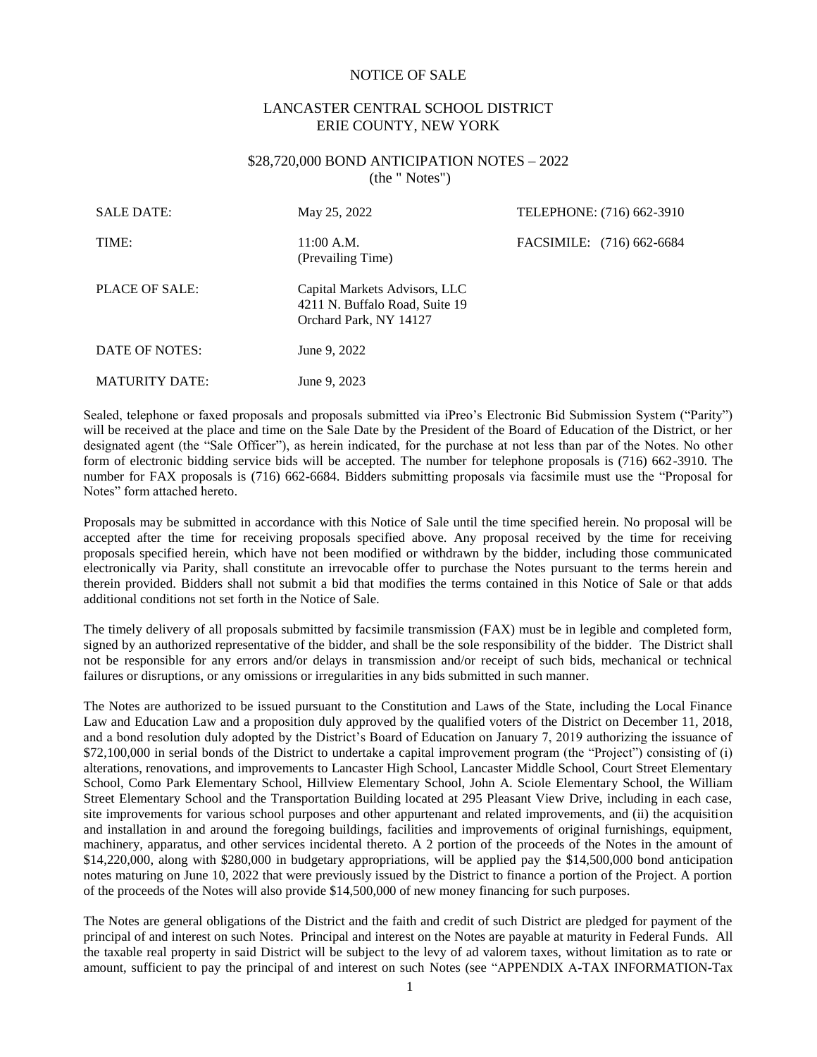# NOTICE OF SALE

## LANCASTER CENTRAL SCHOOL DISTRICT
## ERIE COUNTY, NEW YORK

### $28,720,000 BOND ANTICIPATION NOTES – 2022
(the " Notes")

| | | |
|---|---|---|
| SALE DATE: | May 25, 2022 | TELEPHONE: (716) 662-3910 |
| TIME: | 11:00 A.M. (Prevailing Time) | FACSIMILE: (716) 662-6684 |
| PLACE OF SALE: | Capital Markets Advisors, LLC 4211 N. Buffalo Road, Suite 19 Orchard Park, NY 14127 | |
| DATE OF NOTES: | June 9, 2022 | |
| MATURITY DATE: | June 9, 2023 | |

Sealed, telephone or faxed proposals and proposals submitted via iPreo's Electronic Bid Submission System ("Parity") will be received at the place and time on the Sale Date by the President of the Board of Education of the District, or her designated agent (the "Sale Officer"), as herein indicated, for the purchase at not less than par of the Notes. No other form of electronic bidding service bids will be accepted. The number for telephone proposals is (716) 662-3910. The number for FAX proposals is (716) 662-6684. Bidders submitting proposals via facsimile must use the "Proposal for Notes" form attached hereto.

Proposals may be submitted in accordance with this Notice of Sale until the time specified herein. No proposal will be accepted after the time for receiving proposals specified above. Any proposal received by the time for receiving proposals specified herein, which have not been modified or withdrawn by the bidder, including those communicated electronically via Parity, shall constitute an irrevocable offer to purchase the Notes pursuant to the terms herein and therein provided. Bidders shall not submit a bid that modifies the terms contained in this Notice of Sale or that adds additional conditions not set forth in the Notice of Sale.

The timely delivery of all proposals submitted by facsimile transmission (FAX) must be in legible and completed form, signed by an authorized representative of the bidder, and shall be the sole responsibility of the bidder. The District shall not be responsible for any errors and/or delays in transmission and/or receipt of such bids, mechanical or technical failures or disruptions, or any omissions or irregularities in any bids submitted in such manner.

The Notes are authorized to be issued pursuant to the Constitution and Laws of the State, including the Local Finance Law and Education Law and a proposition duly approved by the qualified voters of the District on December 11, 2018, and a bond resolution duly adopted by the District's Board of Education on January 7, 2019 authorizing the issuance of $72,100,000 in serial bonds of the District to undertake a capital improvement program (the "Project") consisting of (i) alterations, renovations, and improvements to Lancaster High School, Lancaster Middle School, Court Street Elementary School, Como Park Elementary School, Hillview Elementary School, John A. Sciole Elementary School, the William Street Elementary School and the Transportation Building located at 295 Pleasant View Drive, including in each case, site improvements for various school purposes and other appurtenant and related improvements, and (ii) the acquisition and installation in and around the foregoing buildings, facilities and improvements of original furnishings, equipment, machinery, apparatus, and other services incidental thereto. A 2 portion of the proceeds of the Notes in the amount of $14,220,000, along with $280,000 in budgetary appropriations, will be applied pay the $14,500,000 bond anticipation notes maturing on June 10, 2022 that were previously issued by the District to finance a portion of the Project. A portion of the proceeds of the Notes will also provide $14,500,000 of new money financing for such purposes.

The Notes are general obligations of the District and the faith and credit of such District are pledged for payment of the principal of and interest on such Notes. Principal and interest on the Notes are payable at maturity in Federal Funds. All the taxable real property in said District will be subject to the levy of ad valorem taxes, without limitation as to rate or amount, sufficient to pay the principal of and interest on such Notes (see "APPENDIX A-TAX INFORMATION-Tax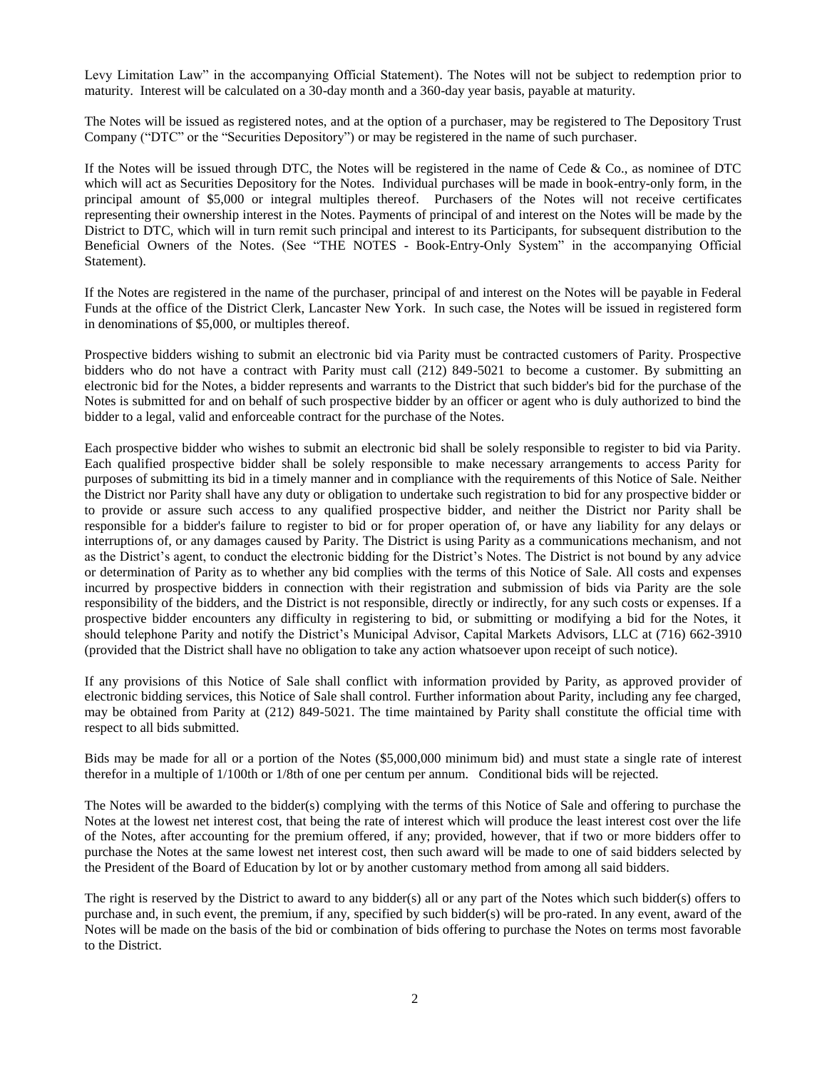Levy Limitation Law" in the accompanying Official Statement). The Notes will not be subject to redemption prior to maturity. Interest will be calculated on a 30-day month and a 360-day year basis, payable at maturity.

The Notes will be issued as registered notes, and at the option of a purchaser, may be registered to The Depository Trust Company ("DTC" or the "Securities Depository") or may be registered in the name of such purchaser.

If the Notes will be issued through DTC, the Notes will be registered in the name of Cede & Co., as nominee of DTC which will act as Securities Depository for the Notes. Individual purchases will be made in book-entry-only form, in the principal amount of $5,000 or integral multiples thereof. Purchasers of the Notes will not receive certificates representing their ownership interest in the Notes. Payments of principal of and interest on the Notes will be made by the District to DTC, which will in turn remit such principal and interest to its Participants, for subsequent distribution to the Beneficial Owners of the Notes. (See "THE NOTES - Book-Entry-Only System" in the accompanying Official Statement).

If the Notes are registered in the name of the purchaser, principal of and interest on the Notes will be payable in Federal Funds at the office of the District Clerk, Lancaster New York. In such case, the Notes will be issued in registered form in denominations of $5,000, or multiples thereof.

Prospective bidders wishing to submit an electronic bid via Parity must be contracted customers of Parity. Prospective bidders who do not have a contract with Parity must call (212) 849-5021 to become a customer. By submitting an electronic bid for the Notes, a bidder represents and warrants to the District that such bidder's bid for the purchase of the Notes is submitted for and on behalf of such prospective bidder by an officer or agent who is duly authorized to bind the bidder to a legal, valid and enforceable contract for the purchase of the Notes.

Each prospective bidder who wishes to submit an electronic bid shall be solely responsible to register to bid via Parity. Each qualified prospective bidder shall be solely responsible to make necessary arrangements to access Parity for purposes of submitting its bid in a timely manner and in compliance with the requirements of this Notice of Sale. Neither the District nor Parity shall have any duty or obligation to undertake such registration to bid for any prospective bidder or to provide or assure such access to any qualified prospective bidder, and neither the District nor Parity shall be responsible for a bidder's failure to register to bid or for proper operation of, or have any liability for any delays or interruptions of, or any damages caused by Parity. The District is using Parity as a communications mechanism, and not as the District's agent, to conduct the electronic bidding for the District's Notes. The District is not bound by any advice or determination of Parity as to whether any bid complies with the terms of this Notice of Sale. All costs and expenses incurred by prospective bidders in connection with their registration and submission of bids via Parity are the sole responsibility of the bidders, and the District is not responsible, directly or indirectly, for any such costs or expenses. If a prospective bidder encounters any difficulty in registering to bid, or submitting or modifying a bid for the Notes, it should telephone Parity and notify the District's Municipal Advisor, Capital Markets Advisors, LLC at (716) 662-3910 (provided that the District shall have no obligation to take any action whatsoever upon receipt of such notice).

If any provisions of this Notice of Sale shall conflict with information provided by Parity, as approved provider of electronic bidding services, this Notice of Sale shall control. Further information about Parity, including any fee charged, may be obtained from Parity at (212) 849-5021. The time maintained by Parity shall constitute the official time with respect to all bids submitted.

Bids may be made for all or a portion of the Notes ($5,000,000 minimum bid) and must state a single rate of interest therefor in a multiple of 1/100th or 1/8th of one per centum per annum. Conditional bids will be rejected.

The Notes will be awarded to the bidder(s) complying with the terms of this Notice of Sale and offering to purchase the Notes at the lowest net interest cost, that being the rate of interest which will produce the least interest cost over the life of the Notes, after accounting for the premium offered, if any; provided, however, that if two or more bidders offer to purchase the Notes at the same lowest net interest cost, then such award will be made to one of said bidders selected by the President of the Board of Education by lot or by another customary method from among all said bidders.

The right is reserved by the District to award to any bidder(s) all or any part of the Notes which such bidder(s) offers to purchase and, in such event, the premium, if any, specified by such bidder(s) will be pro-rated. In any event, award of the Notes will be made on the basis of the bid or combination of bids offering to purchase the Notes on terms most favorable to the District.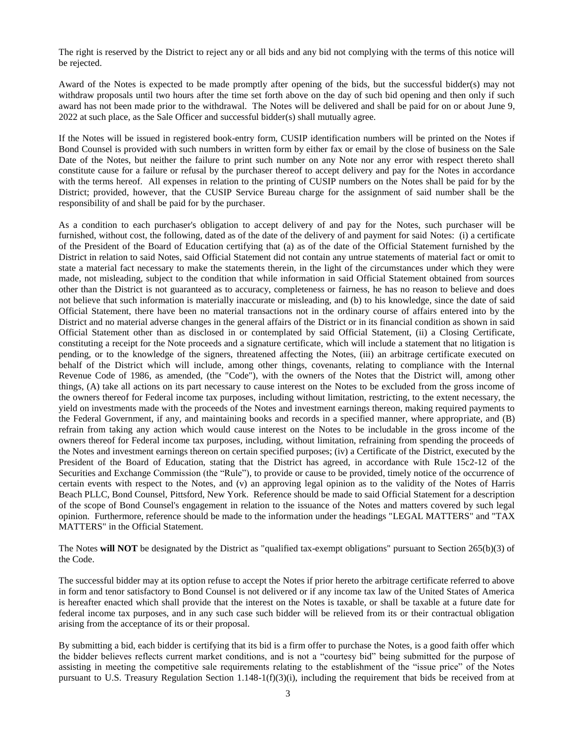The right is reserved by the District to reject any or all bids and any bid not complying with the terms of this notice will be rejected.

Award of the Notes is expected to be made promptly after opening of the bids, but the successful bidder(s) may not withdraw proposals until two hours after the time set forth above on the day of such bid opening and then only if such award has not been made prior to the withdrawal. The Notes will be delivered and shall be paid for on or about June 9, 2022 at such place, as the Sale Officer and successful bidder(s) shall mutually agree.

If the Notes will be issued in registered book-entry form, CUSIP identification numbers will be printed on the Notes if Bond Counsel is provided with such numbers in written form by either fax or email by the close of business on the Sale Date of the Notes, but neither the failure to print such number on any Note nor any error with respect thereto shall constitute cause for a failure or refusal by the purchaser thereof to accept delivery and pay for the Notes in accordance with the terms hereof. All expenses in relation to the printing of CUSIP numbers on the Notes shall be paid for by the District; provided, however, that the CUSIP Service Bureau charge for the assignment of said number shall be the responsibility of and shall be paid for by the purchaser.

As a condition to each purchaser's obligation to accept delivery of and pay for the Notes, such purchaser will be furnished, without cost, the following, dated as of the date of the delivery of and payment for said Notes: (i) a certificate of the President of the Board of Education certifying that (a) as of the date of the Official Statement furnished by the District in relation to said Notes, said Official Statement did not contain any untrue statements of material fact or omit to state a material fact necessary to make the statements therein, in the light of the circumstances under which they were made, not misleading, subject to the condition that while information in said Official Statement obtained from sources other than the District is not guaranteed as to accuracy, completeness or fairness, he has no reason to believe and does not believe that such information is materially inaccurate or misleading, and (b) to his knowledge, since the date of said Official Statement, there have been no material transactions not in the ordinary course of affairs entered into by the District and no material adverse changes in the general affairs of the District or in its financial condition as shown in said Official Statement other than as disclosed in or contemplated by said Official Statement, (ii) a Closing Certificate, constituting a receipt for the Note proceeds and a signature certificate, which will include a statement that no litigation is pending, or to the knowledge of the signers, threatened affecting the Notes, (iii) an arbitrage certificate executed on behalf of the District which will include, among other things, covenants, relating to compliance with the Internal Revenue Code of 1986, as amended, (the "Code"), with the owners of the Notes that the District will, among other things, (A) take all actions on its part necessary to cause interest on the Notes to be excluded from the gross income of the owners thereof for Federal income tax purposes, including without limitation, restricting, to the extent necessary, the yield on investments made with the proceeds of the Notes and investment earnings thereon, making required payments to the Federal Government, if any, and maintaining books and records in a specified manner, where appropriate, and (B) refrain from taking any action which would cause interest on the Notes to be includable in the gross income of the owners thereof for Federal income tax purposes, including, without limitation, refraining from spending the proceeds of the Notes and investment earnings thereon on certain specified purposes; (iv) a Certificate of the District, executed by the President of the Board of Education, stating that the District has agreed, in accordance with Rule 15c2-12 of the Securities and Exchange Commission (the "Rule"), to provide or cause to be provided, timely notice of the occurrence of certain events with respect to the Notes, and (v) an approving legal opinion as to the validity of the Notes of Harris Beach PLLC, Bond Counsel, Pittsford, New York. Reference should be made to said Official Statement for a description of the scope of Bond Counsel's engagement in relation to the issuance of the Notes and matters covered by such legal opinion. Furthermore, reference should be made to the information under the headings "LEGAL MATTERS" and "TAX MATTERS" in the Official Statement.

The Notes **will NOT** be designated by the District as "qualified tax-exempt obligations" pursuant to Section 265(b)(3) of the Code.

The successful bidder may at its option refuse to accept the Notes if prior hereto the arbitrage certificate referred to above in form and tenor satisfactory to Bond Counsel is not delivered or if any income tax law of the United States of America is hereafter enacted which shall provide that the interest on the Notes is taxable, or shall be taxable at a future date for federal income tax purposes, and in any such case such bidder will be relieved from its or their contractual obligation arising from the acceptance of its or their proposal.

By submitting a bid, each bidder is certifying that its bid is a firm offer to purchase the Notes, is a good faith offer which the bidder believes reflects current market conditions, and is not a "courtesy bid" being submitted for the purpose of assisting in meeting the competitive sale requirements relating to the establishment of the "issue price" of the Notes pursuant to U.S. Treasury Regulation Section 1.148-1(f)(3)(i), including the requirement that bids be received from at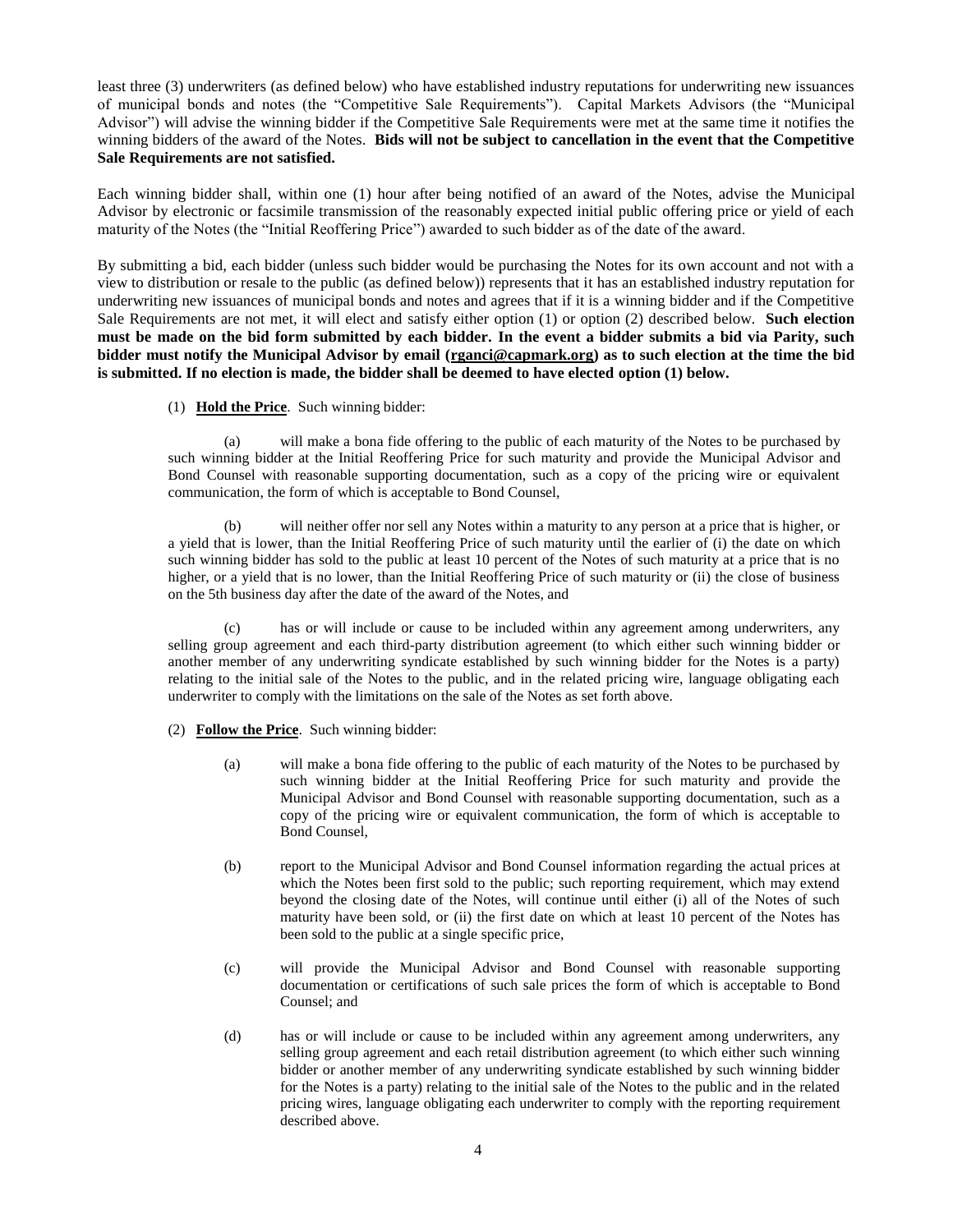least three (3) underwriters (as defined below) who have established industry reputations for underwriting new issuances of municipal bonds and notes (the "Competitive Sale Requirements"). Capital Markets Advisors (the "Municipal Advisor") will advise the winning bidder if the Competitive Sale Requirements were met at the same time it notifies the winning bidders of the award of the Notes. **Bids will not be subject to cancellation in the event that the Competitive Sale Requirements are not satisfied.**

Each winning bidder shall, within one (1) hour after being notified of an award of the Notes, advise the Municipal Advisor by electronic or facsimile transmission of the reasonably expected initial public offering price or yield of each maturity of the Notes (the "Initial Reoffering Price") awarded to such bidder as of the date of the award.

By submitting a bid, each bidder (unless such bidder would be purchasing the Notes for its own account and not with a view to distribution or resale to the public (as defined below)) represents that it has an established industry reputation for underwriting new issuances of municipal bonds and notes and agrees that if it is a winning bidder and if the Competitive Sale Requirements are not met, it will elect and satisfy either option (1) or option (2) described below. **Such election must be made on the bid form submitted by each bidder. In the event a bidder submits a bid via Parity, such bidder must notify the Municipal Advisor by email (rganci@capmark.org) as to such election at the time the bid is submitted. If no election is made, the bidder shall be deemed to have elected option (1) below.**

(1) **Hold the Price**. Such winning bidder:

(a) will make a bona fide offering to the public of each maturity of the Notes to be purchased by such winning bidder at the Initial Reoffering Price for such maturity and provide the Municipal Advisor and Bond Counsel with reasonable supporting documentation, such as a copy of the pricing wire or equivalent communication, the form of which is acceptable to Bond Counsel,

(b) will neither offer nor sell any Notes within a maturity to any person at a price that is higher, or a yield that is lower, than the Initial Reoffering Price of such maturity until the earlier of (i) the date on which such winning bidder has sold to the public at least 10 percent of the Notes of such maturity at a price that is no higher, or a yield that is no lower, than the Initial Reoffering Price of such maturity or (ii) the close of business on the 5th business day after the date of the award of the Notes, and

(c) has or will include or cause to be included within any agreement among underwriters, any selling group agreement and each third-party distribution agreement (to which either such winning bidder or another member of any underwriting syndicate established by such winning bidder for the Notes is a party) relating to the initial sale of the Notes to the public, and in the related pricing wire, language obligating each underwriter to comply with the limitations on the sale of the Notes as set forth above.

(2) **Follow the Price**. Such winning bidder:

(a) will make a bona fide offering to the public of each maturity of the Notes to be purchased by such winning bidder at the Initial Reoffering Price for such maturity and provide the Municipal Advisor and Bond Counsel with reasonable supporting documentation, such as a copy of the pricing wire or equivalent communication, the form of which is acceptable to Bond Counsel,

(b) report to the Municipal Advisor and Bond Counsel information regarding the actual prices at which the Notes been first sold to the public; such reporting requirement, which may extend beyond the closing date of the Notes, will continue until either (i) all of the Notes of such maturity have been sold, or (ii) the first date on which at least 10 percent of the Notes has been sold to the public at a single specific price,

(c) will provide the Municipal Advisor and Bond Counsel with reasonable supporting documentation or certifications of such sale prices the form of which is acceptable to Bond Counsel; and

(d) has or will include or cause to be included within any agreement among underwriters, any selling group agreement and each retail distribution agreement (to which either such winning bidder or another member of any underwriting syndicate established by such winning bidder for the Notes is a party) relating to the initial sale of the Notes to the public and in the related pricing wires, language obligating each underwriter to comply with the reporting requirement described above.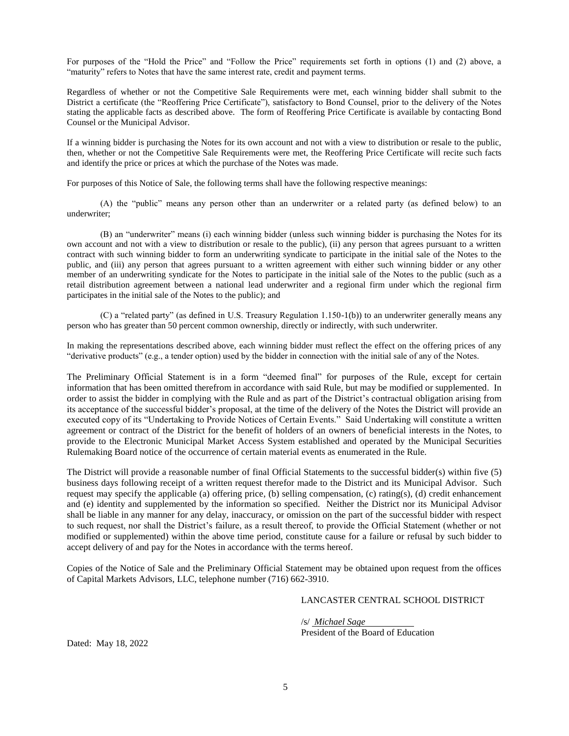For purposes of the "Hold the Price" and "Follow the Price" requirements set forth in options (1) and (2) above, a "maturity" refers to Notes that have the same interest rate, credit and payment terms.

Regardless of whether or not the Competitive Sale Requirements were met, each winning bidder shall submit to the District a certificate (the "Reoffering Price Certificate"), satisfactory to Bond Counsel, prior to the delivery of the Notes stating the applicable facts as described above. The form of Reoffering Price Certificate is available by contacting Bond Counsel or the Municipal Advisor.

If a winning bidder is purchasing the Notes for its own account and not with a view to distribution or resale to the public, then, whether or not the Competitive Sale Requirements were met, the Reoffering Price Certificate will recite such facts and identify the price or prices at which the purchase of the Notes was made.

For purposes of this Notice of Sale, the following terms shall have the following respective meanings:

(A) the "public" means any person other than an underwriter or a related party (as defined below) to an underwriter;

(B) an "underwriter" means (i) each winning bidder (unless such winning bidder is purchasing the Notes for its own account and not with a view to distribution or resale to the public), (ii) any person that agrees pursuant to a written contract with such winning bidder to form an underwriting syndicate to participate in the initial sale of the Notes to the public, and (iii) any person that agrees pursuant to a written agreement with either such winning bidder or any other member of an underwriting syndicate for the Notes to participate in the initial sale of the Notes to the public (such as a retail distribution agreement between a national lead underwriter and a regional firm under which the regional firm participates in the initial sale of the Notes to the public); and

(C) a "related party" (as defined in U.S. Treasury Regulation 1.150-1(b)) to an underwriter generally means any person who has greater than 50 percent common ownership, directly or indirectly, with such underwriter.

In making the representations described above, each winning bidder must reflect the effect on the offering prices of any "derivative products" (e.g., a tender option) used by the bidder in connection with the initial sale of any of the Notes.

The Preliminary Official Statement is in a form "deemed final" for purposes of the Rule, except for certain information that has been omitted therefrom in accordance with said Rule, but may be modified or supplemented. In order to assist the bidder in complying with the Rule and as part of the District's contractual obligation arising from its acceptance of the successful bidder's proposal, at the time of the delivery of the Notes the District will provide an executed copy of its "Undertaking to Provide Notices of Certain Events." Said Undertaking will constitute a written agreement or contract of the District for the benefit of holders of an owners of beneficial interests in the Notes, to provide to the Electronic Municipal Market Access System established and operated by the Municipal Securities Rulemaking Board notice of the occurrence of certain material events as enumerated in the Rule.

The District will provide a reasonable number of final Official Statements to the successful bidder(s) within five (5) business days following receipt of a written request therefor made to the District and its Municipal Advisor. Such request may specify the applicable (a) offering price, (b) selling compensation, (c) rating(s), (d) credit enhancement and (e) identity and supplemented by the information so specified. Neither the District nor its Municipal Advisor shall be liable in any manner for any delay, inaccuracy, or omission on the part of the successful bidder with respect to such request, nor shall the District's failure, as a result thereof, to provide the Official Statement (whether or not modified or supplemented) within the above time period, constitute cause for a failure or refusal by such bidder to accept delivery of and pay for the Notes in accordance with the terms hereof.

Copies of the Notice of Sale and the Preliminary Official Statement may be obtained upon request from the offices of Capital Markets Advisors, LLC, telephone number (716) 662-3910.

LANCASTER CENTRAL SCHOOL DISTRICT

/s/ *Michael Sage*
President of the Board of Education

Dated: May 18, 2022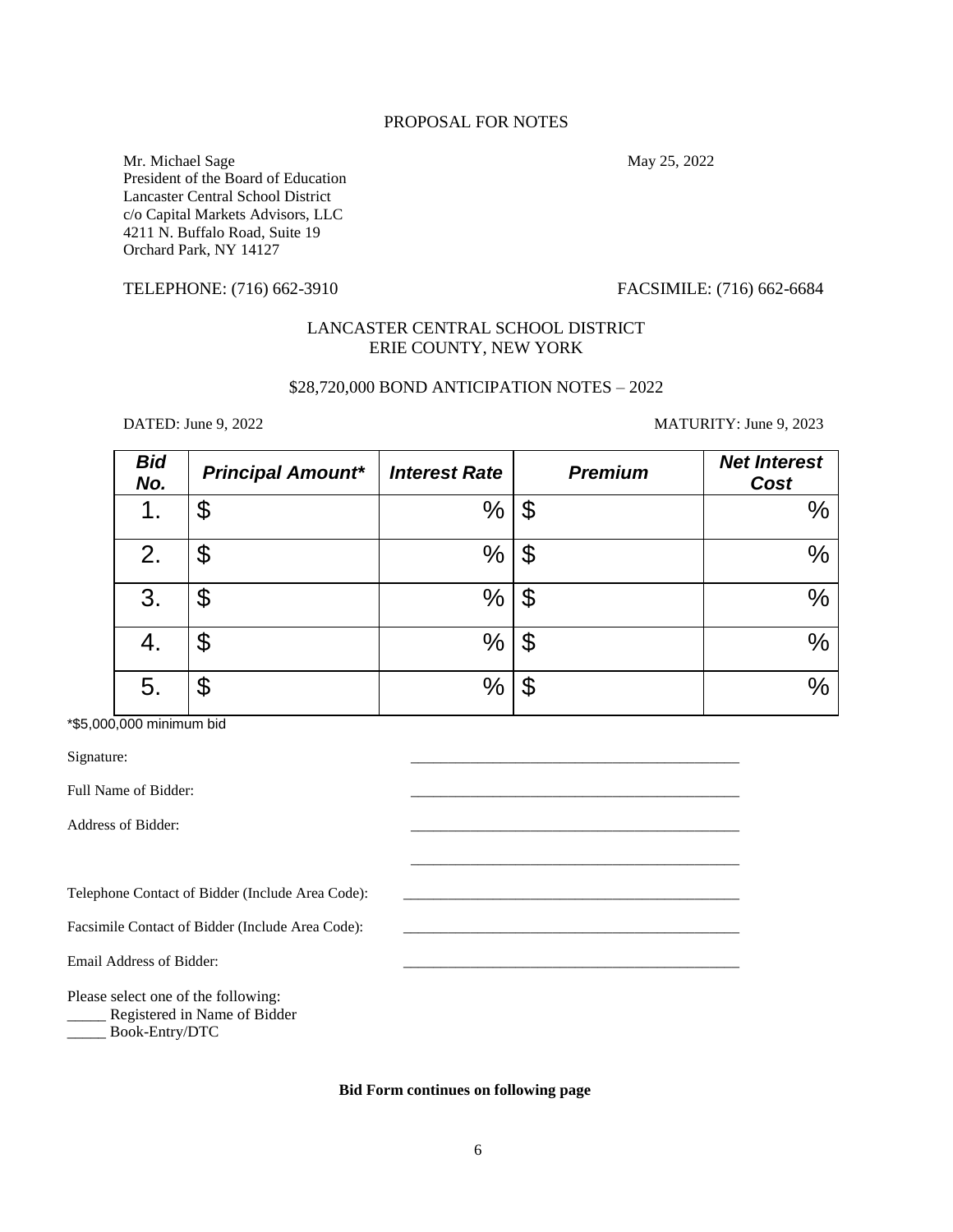# PROPOSAL FOR NOTES

Mr. Michael Sage
President of the Board of Education
Lancaster Central School District
c/o Capital Markets Advisors, LLC
4211 N. Buffalo Road, Suite 19
Orchard Park, NY 14127

May 25, 2022

TELEPHONE: (716) 662-3910

FACSIMILE: (716) 662-6684

## LANCASTER CENTRAL SCHOOL DISTRICT
## ERIE COUNTY, NEW YORK

## $28,720,000 BOND ANTICIPATION NOTES – 2022

DATED: June 9, 2022

MATURITY: June 9, 2023

| *Bid No.* | *Principal Amount\** | *Interest Rate* | *Premium* | *Net Interest Cost* |
|---|---|---|---|---|
| 1. | $ | % | $ | % |
| 2. | $ | % | $ | % |
| 3. | $ | % | $ | % |
| 4. | $ | % | $ | % |
| 5. | $ | % | $ | % |

*$5,000,000 minimum bid

Signature: ___________________________________________

Full Name of Bidder: ___________________________________________

Address of Bidder: ___________________________________________

___________________________________________

Telephone Contact of Bidder (Include Area Code): ___________________________________________

Facsimile Contact of Bidder (Include Area Code): ___________________________________________

Email Address of Bidder: ___________________________________________

Please select one of the following:

_____ Registered in Name of Bidder

_____ Book-Entry/DTC

**Bid Form continues on following page**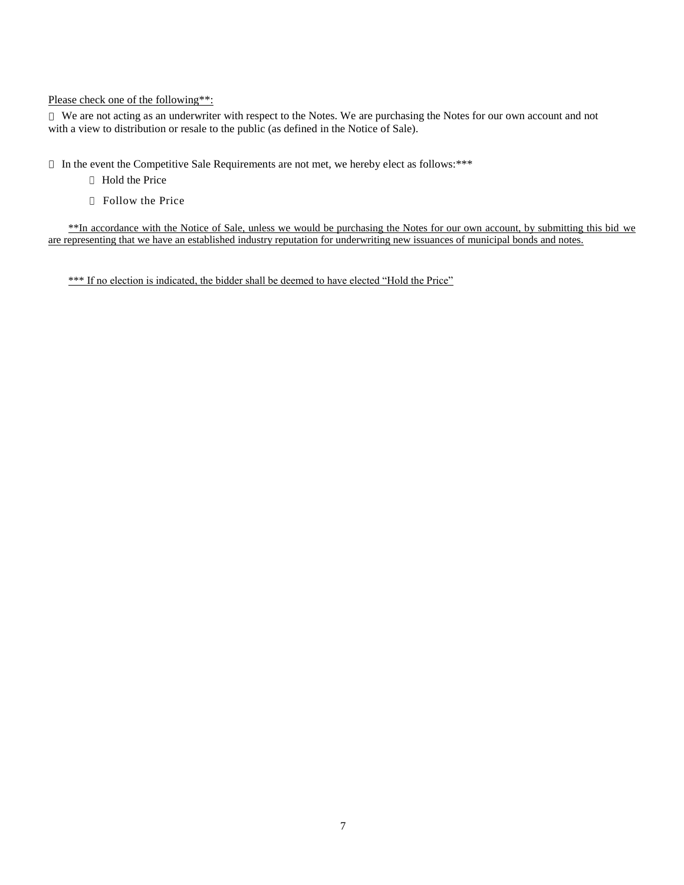<u>Please check one of the following**:</u>

☐ We are not acting as an underwriter with respect to the Notes. We are purchasing the Notes for our own account and not with a view to distribution or resale to the public (as defined in the Notice of Sale).

☐ In the event the Competitive Sale Requirements are not met, we hereby elect as follows:***

- ☐ Hold the Price
- ☐ Follow the Price

<u>**In accordance with the Notice of Sale, unless we would be purchasing the Notes for our own account, by submitting this bid we are representing that we have an established industry reputation for underwriting new issuances of municipal bonds and notes.</u>

<u>*** If no election is indicated, the bidder shall be deemed to have elected "Hold the Price"</u>